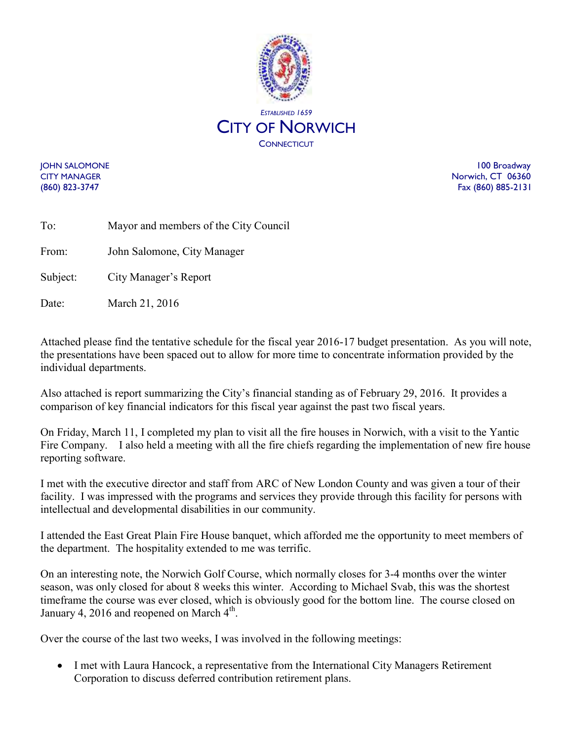ESTABLISHED 1659

# CITY OF NORWICH

CONNECTICUT

JOHN SALOMONE
CITY MANAGER
(860) 823-3747

100 Broadway
Norwich, CT 06360
Fax (860) 885-2131

To: Mayor and members of the City Council

From: John Salomone, City Manager

Subject: City Manager's Report

Date: March 21, 2016

Attached please find the tentative schedule for the fiscal year 2016-17 budget presentation. As you will note, the presentations have been spaced out to allow for more time to concentrate information provided by the individual departments.

Also attached is report summarizing the City's financial standing as of February 29, 2016. It provides a comparison of key financial indicators for this fiscal year against the past two fiscal years.

On Friday, March 11, I completed my plan to visit all the fire houses in Norwich, with a visit to the Yantic Fire Company. I also held a meeting with all the fire chiefs regarding the implementation of new fire house reporting software.

I met with the executive director and staff from ARC of New London County and was given a tour of their facility. I was impressed with the programs and services they provide through this facility for persons with intellectual and developmental disabilities in our community.

I attended the East Great Plain Fire House banquet, which afforded me the opportunity to meet members of the department. The hospitality extended to me was terrific.

On an interesting note, the Norwich Golf Course, which normally closes for 3-4 months over the winter season, was only closed for about 8 weeks this winter. According to Michael Svab, this was the shortest timeframe the course was ever closed, which is obviously good for the bottom line. The course closed on January 4, 2016 and reopened on March 4th.

Over the course of the last two weeks, I was involved in the following meetings:

- I met with Laura Hancock, a representative from the International City Managers Retirement Corporation to discuss deferred contribution retirement plans.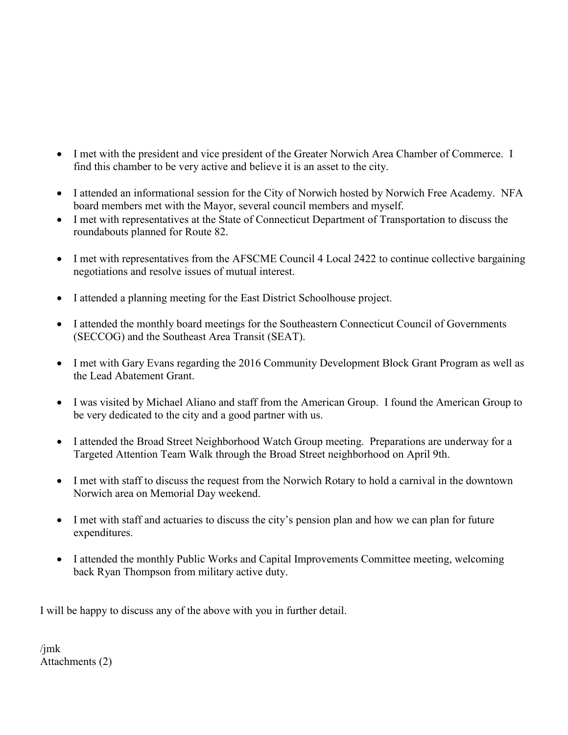- I met with the president and vice president of the Greater Norwich Area Chamber of Commerce. I find this chamber to be very active and believe it is an asset to the city.

- I attended an informational session for the City of Norwich hosted by Norwich Free Academy. NFA board members met with the Mayor, several council members and myself.
- I met with representatives at the State of Connecticut Department of Transportation to discuss the roundabouts planned for Route 82.

- I met with representatives from the AFSCME Council 4 Local 2422 to continue collective bargaining negotiations and resolve issues of mutual interest.

- I attended a planning meeting for the East District Schoolhouse project.

- I attended the monthly board meetings for the Southeastern Connecticut Council of Governments (SECCOG) and the Southeast Area Transit (SEAT).

- I met with Gary Evans regarding the 2016 Community Development Block Grant Program as well as the Lead Abatement Grant.

- I was visited by Michael Aliano and staff from the American Group. I found the American Group to be very dedicated to the city and a good partner with us.

- I attended the Broad Street Neighborhood Watch Group meeting. Preparations are underway for a Targeted Attention Team Walk through the Broad Street neighborhood on April 9th.

- I met with staff to discuss the request from the Norwich Rotary to hold a carnival in the downtown Norwich area on Memorial Day weekend.

- I met with staff and actuaries to discuss the city's pension plan and how we can plan for future expenditures.

- I attended the monthly Public Works and Capital Improvements Committee meeting, welcoming back Ryan Thompson from military active duty.

I will be happy to discuss any of the above with you in further detail.

/jmk
Attachments (2)